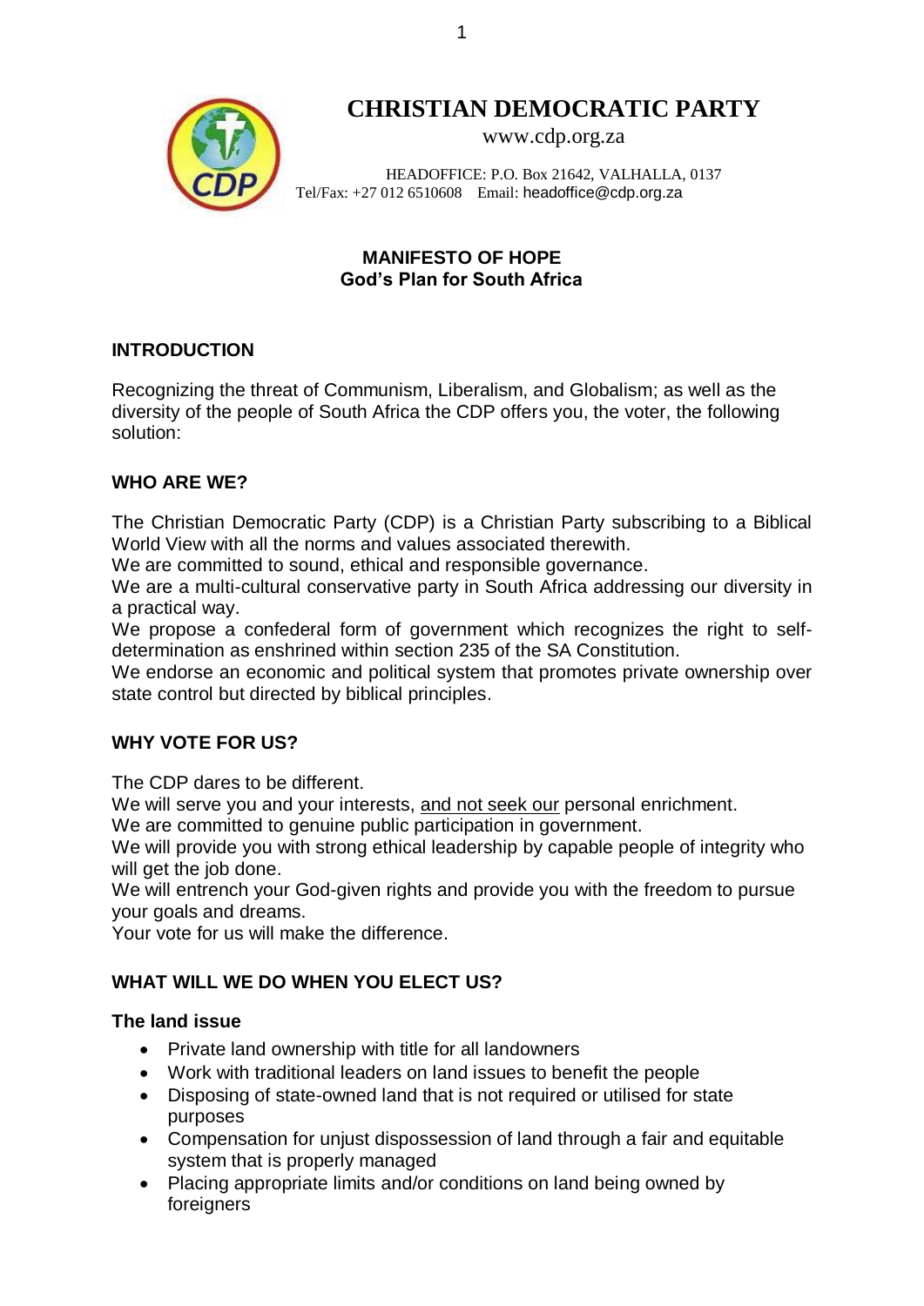# CHRISTIAN DEMOCRATIC PARTY

www.cdp.org.za

HEADOFFICE: P.O. Box 21642, VALHALLA, 0137
Tel/Fax: +27 012 6510608 Email: headoffice@cdp.org.za

**MANIFESTO OF HOPE**
**God's Plan for South Africa**

## INTRODUCTION

Recognizing the threat of Communism, Liberalism, and Globalism; as well as the diversity of the people of South Africa the CDP offers you, the voter, the following solution:

## WHO ARE WE?

The Christian Democratic Party (CDP) is a Christian Party subscribing to a Biblical World View with all the norms and values associated therewith.
We are committed to sound, ethical and responsible governance.
We are a multi-cultural conservative party in South Africa addressing our diversity in a practical way.
We propose a confederal form of government which recognizes the right to self-determination as enshrined within section 235 of the SA Constitution.
We endorse an economic and political system that promotes private ownership over state control but directed by biblical principles.

## WHY VOTE FOR US?

The CDP dares to be different.
We will serve you and your interests, and not seek our personal enrichment.
We are committed to genuine public participation in government.
We will provide you with strong ethical leadership by capable people of integrity who will get the job done.
We will entrench your God-given rights and provide you with the freedom to pursue your goals and dreams.
Your vote for us will make the difference.

## WHAT WILL WE DO WHEN YOU ELECT US?

### The land issue

- Private land ownership with title for all landowners
- Work with traditional leaders on land issues to benefit the people
- Disposing of state-owned land that is not required or utilised for state purposes
- Compensation for unjust dispossession of land through a fair and equitable system that is properly managed
- Placing appropriate limits and/or conditions on land being owned by foreigners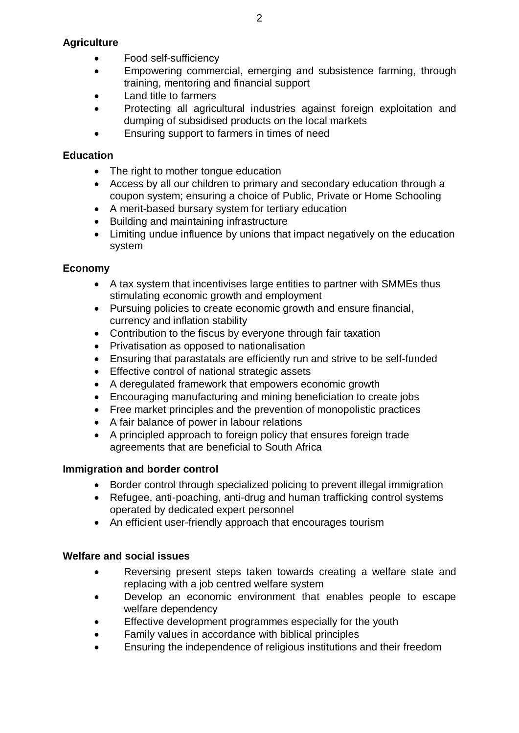**Agriculture**

- Food self-sufficiency
- Empowering commercial, emerging and subsistence farming, through training, mentoring and financial support
- Land title to farmers
- Protecting all agricultural industries against foreign exploitation and dumping of subsidised products on the local markets
- Ensuring support to farmers in times of need

**Education**

- The right to mother tongue education
- Access by all our children to primary and secondary education through a coupon system; ensuring a choice of Public, Private or Home Schooling
- A merit-based bursary system for tertiary education
- Building and maintaining infrastructure
- Limiting undue influence by unions that impact negatively on the education system

**Economy**

- A tax system that incentivises large entities to partner with SMMEs thus stimulating economic growth and employment
- Pursuing policies to create economic growth and ensure financial, currency and inflation stability
- Contribution to the fiscus by everyone through fair taxation
- Privatisation as opposed to nationalisation
- Ensuring that parastatals are efficiently run and strive to be self-funded
- Effective control of national strategic assets
- A deregulated framework that empowers economic growth
- Encouraging manufacturing and mining beneficiation to create jobs
- Free market principles and the prevention of monopolistic practices
- A fair balance of power in labour relations
- A principled approach to foreign policy that ensures foreign trade agreements that are beneficial to South Africa

**Immigration and border control**

- Border control through specialized policing to prevent illegal immigration
- Refugee, anti-poaching, anti-drug and human trafficking control systems operated by dedicated expert personnel
- An efficient user-friendly approach that encourages tourism

**Welfare and social issues**

- Reversing present steps taken towards creating a welfare state and replacing with a job centred welfare system
- Develop an economic environment that enables people to escape welfare dependency
- Effective development programmes especially for the youth
- Family values in accordance with biblical principles
- Ensuring the independence of religious institutions and their freedom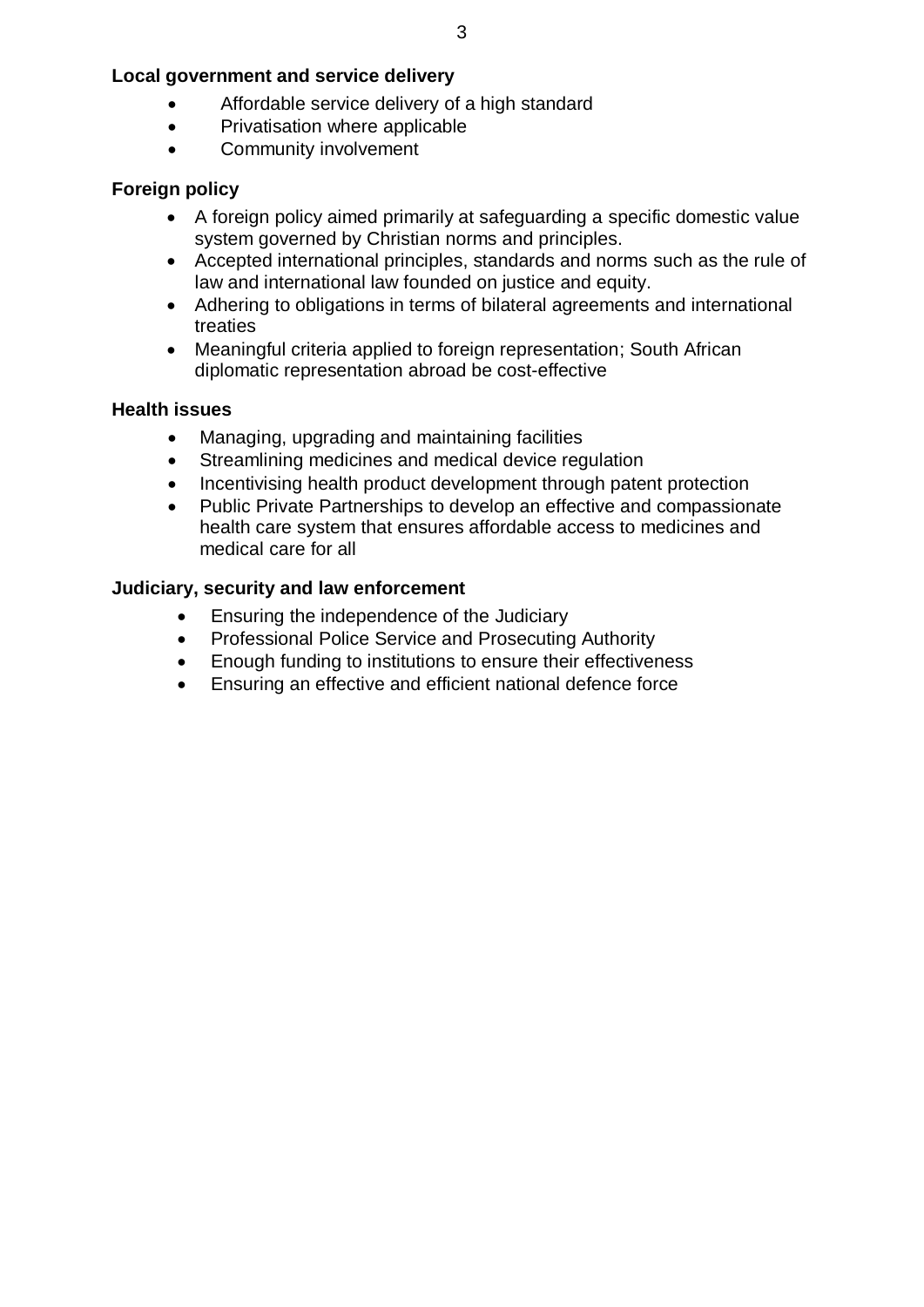**Local government and service delivery**

- Affordable service delivery of a high standard
- Privatisation where applicable
- Community involvement

**Foreign policy**

- A foreign policy aimed primarily at safeguarding a specific domestic value system governed by Christian norms and principles.
- Accepted international principles, standards and norms such as the rule of law and international law founded on justice and equity.
- Adhering to obligations in terms of bilateral agreements and international treaties
- Meaningful criteria applied to foreign representation; South African diplomatic representation abroad be cost-effective

**Health issues**

- Managing, upgrading and maintaining facilities
- Streamlining medicines and medical device regulation
- Incentivising health product development through patent protection
- Public Private Partnerships to develop an effective and compassionate health care system that ensures affordable access to medicines and medical care for all

**Judiciary, security and law enforcement**

- Ensuring the independence of the Judiciary
- Professional Police Service and Prosecuting Authority
- Enough funding to institutions to ensure their effectiveness
- Ensuring an effective and efficient national defence force